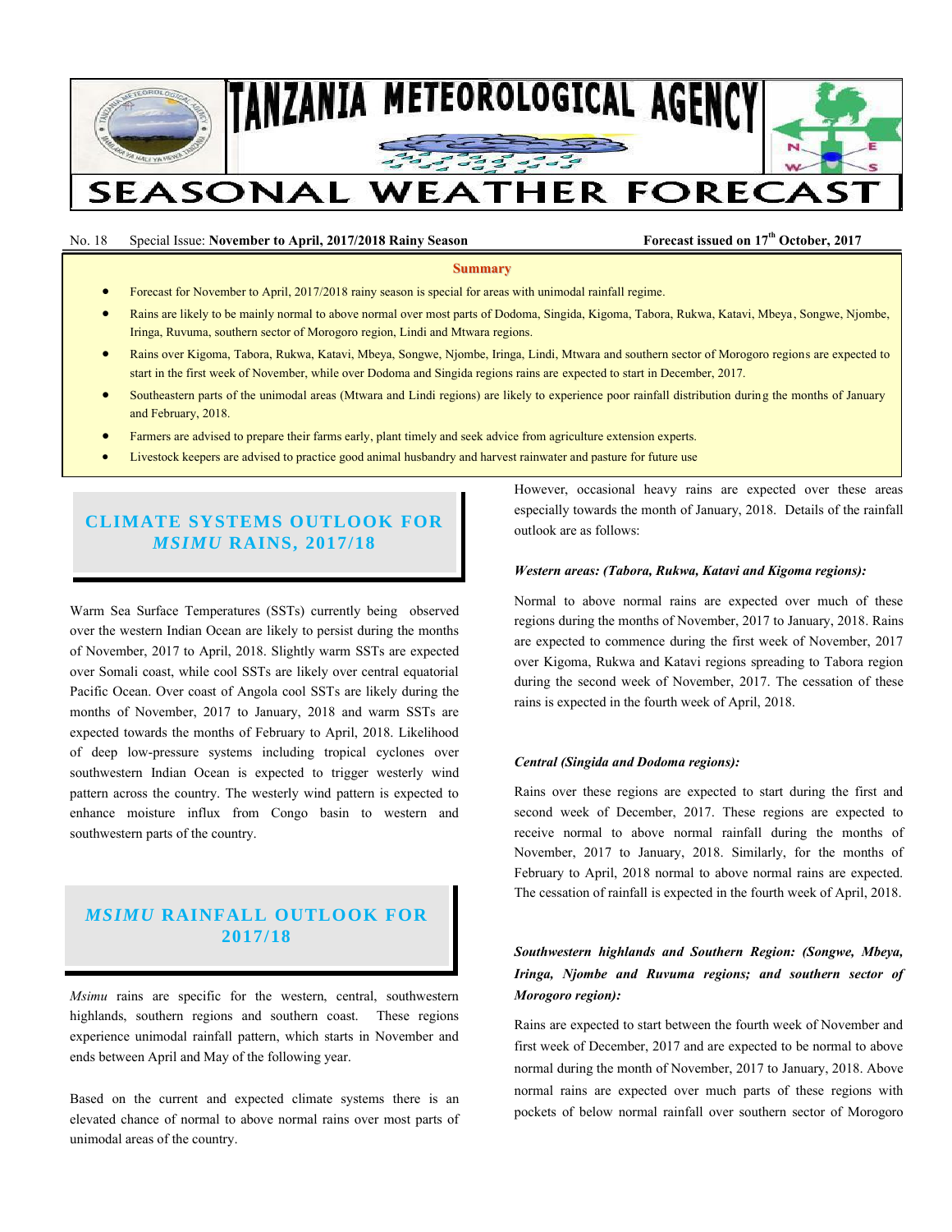# TANZANIA METEOROLOGICAL AGENCY

# SEASONAL WEATHER FORECAST

No. 18 Special Issue: **November to April, 2017/2018 Rainy Season** **Forecast issued on 17th October, 2017**

**Summary**

- Forecast for November to April, 2017/2018 rainy season is special for areas with unimodal rainfall regime.
- Rains are likely to be mainly normal to above normal over most parts of Dodoma, Singida, Kigoma, Tabora, Rukwa, Katavi, Mbeya, Songwe, Njombe, Iringa, Ruvuma, southern sector of Morogoro region, Lindi and Mtwara regions.
- Rains over Kigoma, Tabora, Rukwa, Katavi, Mbeya, Songwe, Njombe, Iringa, Lindi, Mtwara and southern sector of Morogoro regions are expected to start in the first week of November, while over Dodoma and Singida regions rains are expected to start in December, 2017.
- Southeastern parts of the unimodal areas (Mtwara and Lindi regions) are likely to experience poor rainfall distribution during the months of January and February, 2018.
- Farmers are advised to prepare their farms early, plant timely and seek advice from agriculture extension experts.
- Livestock keepers are advised to practice good animal husbandry and harvest rainwater and pasture for future use

## CLIMATE SYSTEMS OUTLOOK FOR *MSIMU* RAINS, 2017/18

Warm Sea Surface Temperatures (SSTs) currently being observed over the western Indian Ocean are likely to persist during the months of November, 2017 to April, 2018. Slightly warm SSTs are expected over Somali coast, while cool SSTs are likely over central equatorial Pacific Ocean. Over coast of Angola cool SSTs are likely during the months of November, 2017 to January, 2018 and warm SSTs are expected towards the months of February to April, 2018. Likelihood of deep low-pressure systems including tropical cyclones over southwestern Indian Ocean is expected to trigger westerly wind pattern across the country. The westerly wind pattern is expected to enhance moisture influx from Congo basin to western and southwestern parts of the country.

## *MSIMU* RAINFALL OUTLOOK FOR 2017/18

*Msimu* rains are specific for the western, central, southwestern highlands, southern regions and southern coast. These regions experience unimodal rainfall pattern, which starts in November and ends between April and May of the following year.

Based on the current and expected climate systems there is an elevated chance of normal to above normal rains over most parts of unimodal areas of the country. However, occasional heavy rains are expected over these areas especially towards the month of January, 2018. Details of the rainfall outlook are as follows:

***Western areas: (Tabora, Rukwa, Katavi and Kigoma regions):***

Normal to above normal rains are expected over much of these regions during the months of November, 2017 to January, 2018. Rains are expected to commence during the first week of November, 2017 over Kigoma, Rukwa and Katavi regions spreading to Tabora region during the second week of November, 2017. The cessation of these rains is expected in the fourth week of April, 2018.

***Central (Singida and Dodoma regions):***

Rains over these regions are expected to start during the first and second week of December, 2017. These regions are expected to receive normal to above normal rainfall during the months of November, 2017 to January, 2018. Similarly, for the months of February to April, 2018 normal to above normal rains are expected. The cessation of rainfall is expected in the fourth week of April, 2018.

***Southwestern highlands and Southern Region: (Songwe, Mbeya, Iringa, Njombe and Ruvuma regions; and southern sector of Morogoro region):***

Rains are expected to start between the fourth week of November and first week of December, 2017 and are expected to be normal to above normal during the month of November, 2017 to January, 2018. Above normal rains are expected over much parts of these regions with pockets of below normal rainfall over southern sector of Morogoro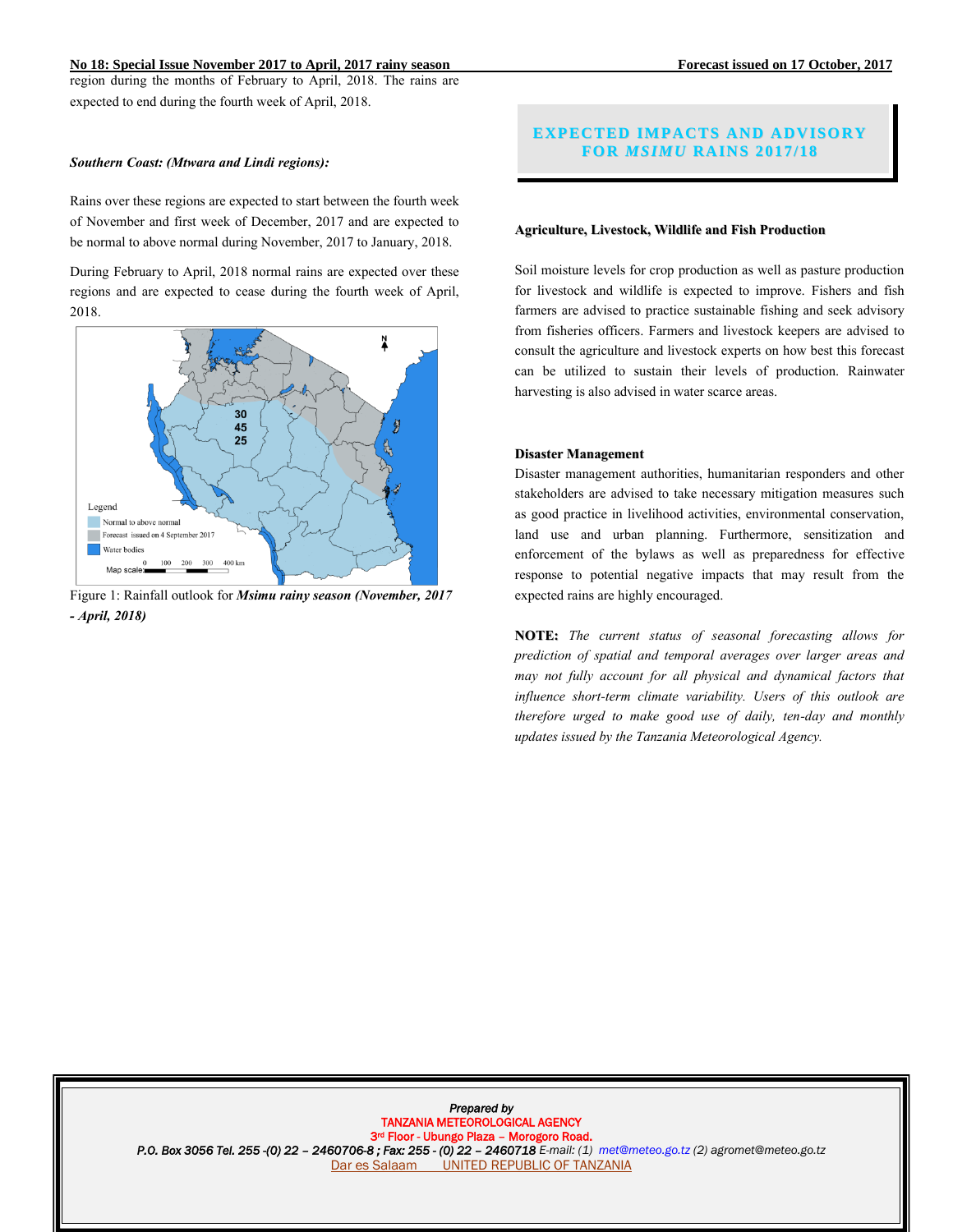region during the months of February to April, 2018. The rains are expected to end during the fourth week of April, 2018.

***Southern Coast: (Mtwara and Lindi regions):***

Rains over these regions are expected to start between the fourth week of November and first week of December, 2017 and are expected to be normal to above normal during November, 2017 to January, 2018.

During February to April, 2018 normal rains are expected over these regions and are expected to cease during the fourth week of April, 2018.

30
45
25

N

Legend
Normal to above normal
Forecast issued on 4 September 2017
Water bodies
0 100 200 300 400 km
Map scale:

Figure 1: Rainfall outlook for ***Msimu rainy season (November, 2017 - April, 2018)***

## EXPECTED IMPACTS AND ADVISORY FOR *MSIMU* RAINS 2017/18

**Agriculture, Livestock, Wildlife and Fish Production**

Soil moisture levels for crop production as well as pasture production for livestock and wildlife is expected to improve. Fishers and fish farmers are advised to practice sustainable fishing and seek advisory from fisheries officers. Farmers and livestock keepers are advised to consult the agriculture and livestock experts on how best this forecast can be utilized to sustain their levels of production. Rainwater harvesting is also advised in water scarce areas.

**Disaster Management**

Disaster management authorities, humanitarian responders and other stakeholders are advised to take necessary mitigation measures such as good practice in livelihood activities, environmental conservation, land use and urban planning. Furthermore, sensitization and enforcement of the bylaws as well as preparedness for effective response to potential negative impacts that may result from the expected rains are highly encouraged.

**NOTE:** *The current status of seasonal forecasting allows for prediction of spatial and temporal averages over larger areas and may not fully account for all physical and dynamical factors that influence short-term climate variability. Users of this outlook are therefore urged to make good use of daily, ten-day and monthly updates issued by the Tanzania Meteorological Agency.*

*Prepared by*
TANZANIA METEOROLOGICAL AGENCY
3rd Floor - Ubungo Plaza – Morogoro Road.
*P.O. Box 3056 Tel. 255 -(0) 22 – 2460706-8 ; Fax: 255 - (0) 22 – 2460718 E-mail: (1) met@meteo.go.tz (2) agromet@meteo.go.tz*
Dar es Salaam UNITED REPUBLIC OF TANZANIA